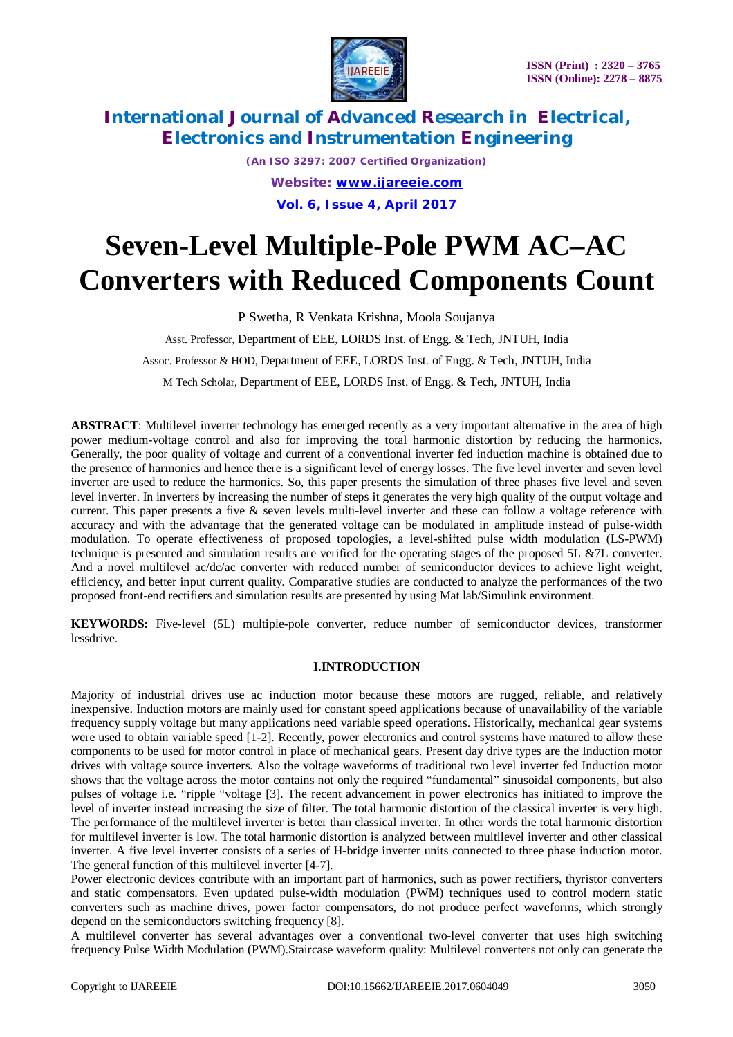# Seven-Level Multiple-Pole PWM AC–AC Converters with Reduced Components Count

P Swetha, R Venkata Krishna, Moola Soujanya

Asst. Professor, Department of EEE, LORDS Inst. of Engg. & Tech, JNTUH, India

Assoc. Professor & HOD, Department of EEE, LORDS Inst. of Engg. & Tech, JNTUH, India

M Tech Scholar, Department of EEE, LORDS Inst. of Engg. & Tech, JNTUH, India

**ABSTRACT**: Multilevel inverter technology has emerged recently as a very important alternative in the area of high power medium-voltage control and also for improving the total harmonic distortion by reducing the harmonics. Generally, the poor quality of voltage and current of a conventional inverter fed induction machine is obtained due to the presence of harmonics and hence there is a significant level of energy losses. The five level inverter and seven level inverter are used to reduce the harmonics. So, this paper presents the simulation of three phases five level and seven level inverter. In inverters by increasing the number of steps it generates the very high quality of the output voltage and current. This paper presents a five & seven levels multi-level inverter and these can follow a voltage reference with accuracy and with the advantage that the generated voltage can be modulated in amplitude instead of pulse-width modulation. To operate effectiveness of proposed topologies, a level-shifted pulse width modulation (LS-PWM) technique is presented and simulation results are verified for the operating stages of the proposed 5L &7L converter. And a novel multilevel ac/dc/ac converter with reduced number of semiconductor devices to achieve light weight, efficiency, and better input current quality. Comparative studies are conducted to analyze the performances of the two proposed front-end rectifiers and simulation results are presented by using Mat lab/Simulink environment.

**KEYWORDS:** Five-level (5L) multiple-pole converter, reduce number of semiconductor devices, transformer lessdrive.

## I.INTRODUCTION

Majority of industrial drives use ac induction motor because these motors are rugged, reliable, and relatively inexpensive. Induction motors are mainly used for constant speed applications because of unavailability of the variable frequency supply voltage but many applications need variable speed operations. Historically, mechanical gear systems were used to obtain variable speed [1-2]. Recently, power electronics and control systems have matured to allow these components to be used for motor control in place of mechanical gears. Present day drive types are the Induction motor drives with voltage source inverters. Also the voltage waveforms of traditional two level inverter fed Induction motor shows that the voltage across the motor contains not only the required "fundamental" sinusoidal components, but also pulses of voltage i.e. "ripple "voltage [3]. The recent advancement in power electronics has initiated to improve the level of inverter instead increasing the size of filter. The total harmonic distortion of the classical inverter is very high. The performance of the multilevel inverter is better than classical inverter. In other words the total harmonic distortion for multilevel inverter is low. The total harmonic distortion is analyzed between multilevel inverter and other classical inverter. A five level inverter consists of a series of H-bridge inverter units connected to three phase induction motor. The general function of this multilevel inverter [4-7].

Power electronic devices contribute with an important part of harmonics, such as power rectifiers, thyristor converters and static compensators. Even updated pulse-width modulation (PWM) techniques used to control modern static converters such as machine drives, power factor compensators, do not produce perfect waveforms, which strongly depend on the semiconductors switching frequency [8].

A multilevel converter has several advantages over a conventional two-level converter that uses high switching frequency Pulse Width Modulation (PWM).Staircase waveform quality: Multilevel converters not only can generate the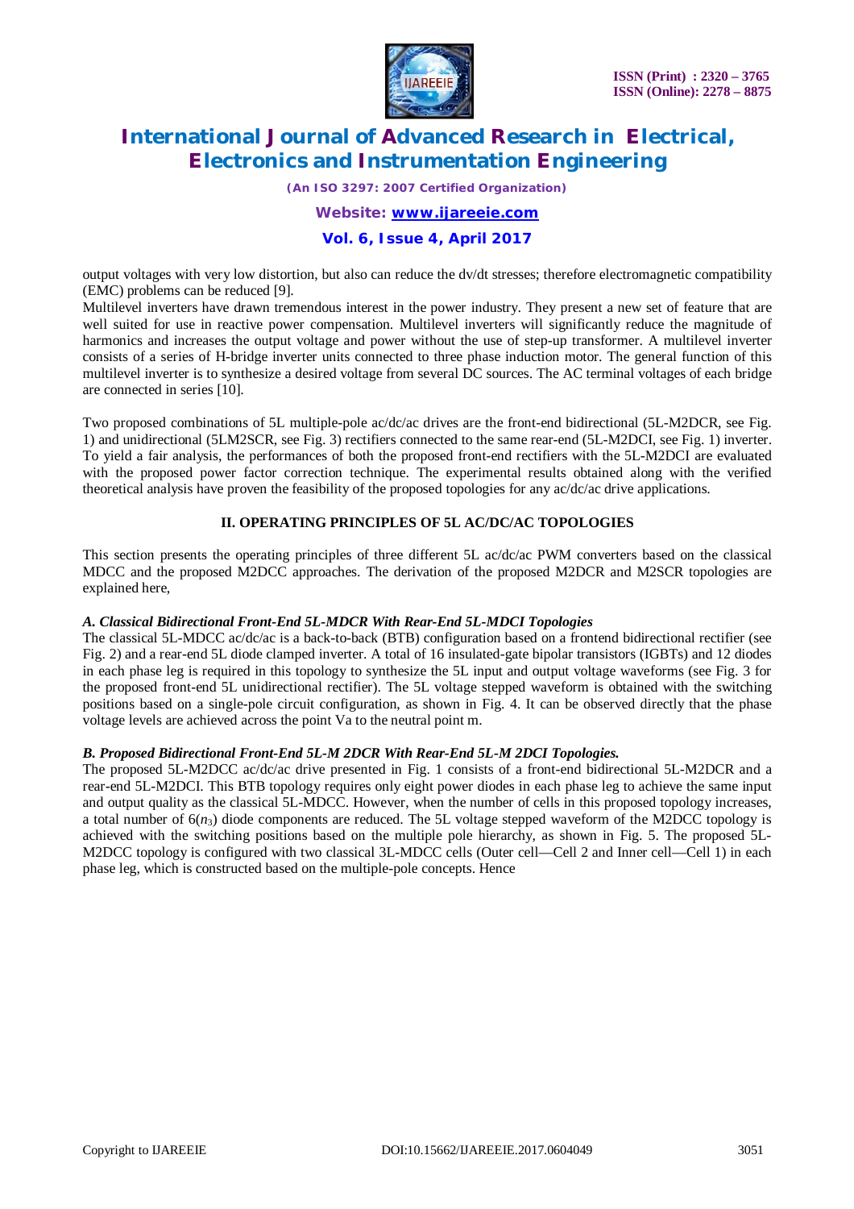output voltages with very low distortion, but also can reduce the dv/dt stresses; therefore electromagnetic compatibility (EMC) problems can be reduced [9].

Multilevel inverters have drawn tremendous interest in the power industry. They present a new set of feature that are well suited for use in reactive power compensation. Multilevel inverters will significantly reduce the magnitude of harmonics and increases the output voltage and power without the use of step-up transformer. A multilevel inverter consists of a series of H-bridge inverter units connected to three phase induction motor. The general function of this multilevel inverter is to synthesize a desired voltage from several DC sources. The AC terminal voltages of each bridge are connected in series [10].

Two proposed combinations of 5L multiple-pole ac/dc/ac drives are the front-end bidirectional (5L-M2DCR, see Fig. 1) and unidirectional (5LM2SCR, see Fig. 3) rectifiers connected to the same rear-end (5L-M2DCI, see Fig. 1) inverter. To yield a fair analysis, the performances of both the proposed front-end rectifiers with the 5L-M2DCI are evaluated with the proposed power factor correction technique. The experimental results obtained along with the verified theoretical analysis have proven the feasibility of the proposed topologies for any ac/dc/ac drive applications.

## II. OPERATING PRINCIPLES OF 5L AC/DC/AC TOPOLOGIES

This section presents the operating principles of three different 5L ac/dc/ac PWM converters based on the classical MDCC and the proposed M2DCC approaches. The derivation of the proposed M2DCR and M2SCR topologies are explained here,

### *A. Classical Bidirectional Front-End 5L-MDCR With Rear-End 5L-MDCI Topologies*

The classical 5L-MDCC ac/dc/ac is a back-to-back (BTB) configuration based on a frontend bidirectional rectifier (see Fig. 2) and a rear-end 5L diode clamped inverter. A total of 16 insulated-gate bipolar transistors (IGBTs) and 12 diodes in each phase leg is required in this topology to synthesize the 5L input and output voltage waveforms (see Fig. 3 for the proposed front-end 5L unidirectional rectifier). The 5L voltage stepped waveform is obtained with the switching positions based on a single-pole circuit configuration, as shown in Fig. 4. It can be observed directly that the phase voltage levels are achieved across the point Va to the neutral point m.

### *B. Proposed Bidirectional Front-End 5L-M 2DCR With Rear-End 5L-M 2DCI Topologies.*

The proposed 5L-M2DCC ac/dc/ac drive presented in Fig. 1 consists of a front-end bidirectional 5L-M2DCR and a rear-end 5L-M2DCI. This BTB topology requires only eight power diodes in each phase leg to achieve the same input and output quality as the classical 5L-MDCC. However, when the number of cells in this proposed topology increases, a total number of $6(n_3)$ diode components are reduced. The 5L voltage stepped waveform of the M2DCC topology is achieved with the switching positions based on the multiple pole hierarchy, as shown in Fig. 5. The proposed 5L-M2DCC topology is configured with two classical 3L-MDCC cells (Outer cell—Cell 2 and Inner cell—Cell 1) in each phase leg, which is constructed based on the multiple-pole concepts. Hence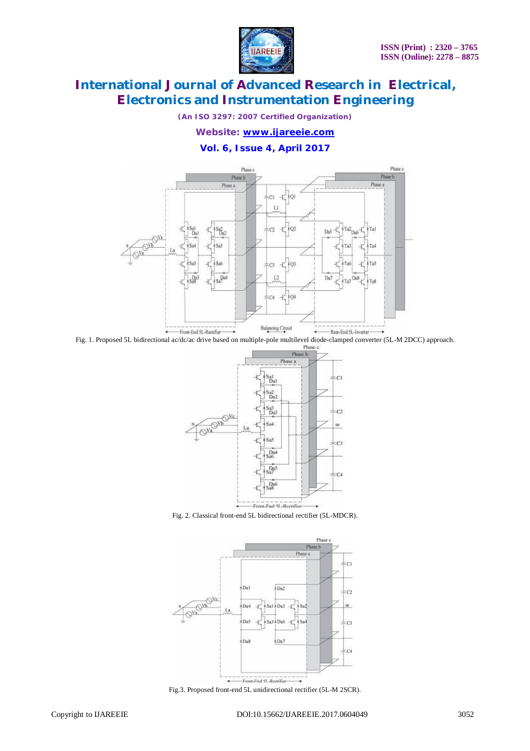Fig. 1. Proposed 5L bidirectional ac/dc/ac drive based on multiple-pole multilevel diode-clamped converter (5L-M 2DCC) approach.

Fig. 2. Classical front-end 5L bidirectional rectifier (5L-MDCR).

Fig.3. Proposed front-end 5L unidirectional rectifier (5L-M 2SCR).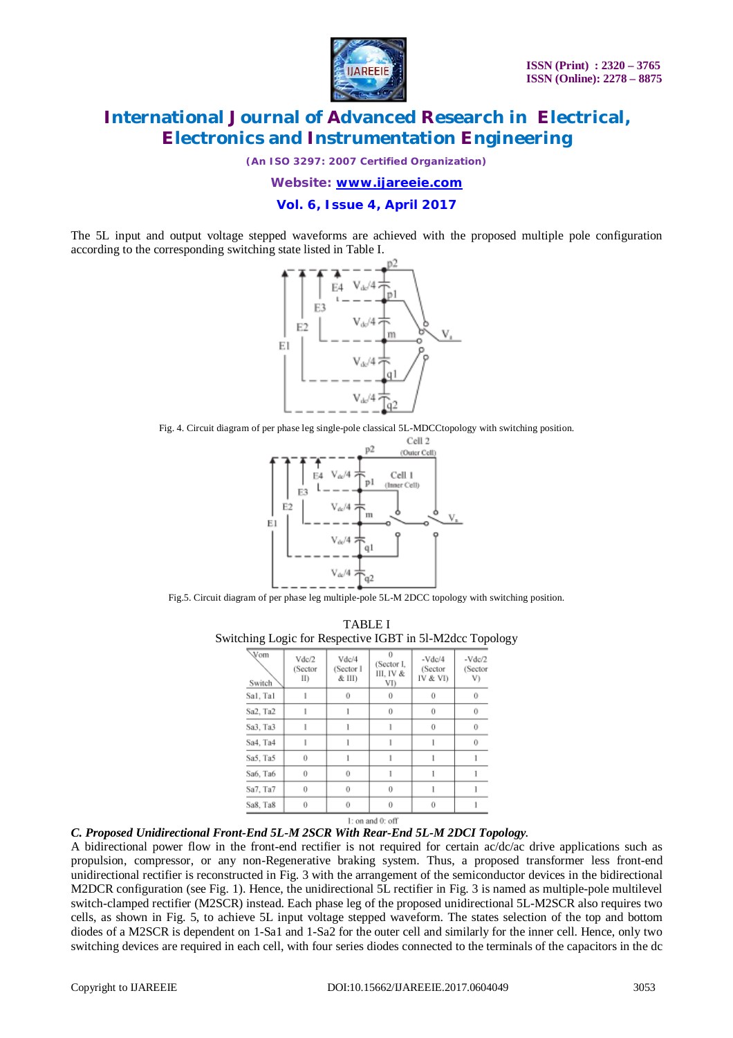The 5L input and output voltage stepped waveforms are achieved with the proposed multiple pole configuration according to the corresponding switching state listed in Table I.

Fig. 4. Circuit diagram of per phase leg single-pole classical 5L-MDCCtopology with switching position.

Fig.5. Circuit diagram of per phase leg multiple-pole 5L-M 2DCC topology with switching position.

TABLE I
Switching Logic for Respective IGBT in 5l-M2dcc Topology

| Vom / Switch | Vdc/2 (Sector II) | Vdc/4 (Sector I & III) | 0 (Sector I, III, IV & VI) | -Vdc/4 (Sector IV & VI) | -Vdc/2 (Sector V) |
|---|---|---|---|---|---|
| Sa1, Ta1 | 1 | 0 | 0 | 0 | 0 |
| Sa2, Ta2 | 1 | 1 | 0 | 0 | 0 |
| Sa3, Ta3 | 1 | 1 | 1 | 0 | 0 |
| Sa4, Ta4 | 1 | 1 | 1 | 1 | 0 |
| Sa5, Ta5 | 0 | 1 | 1 | 1 | 1 |
| Sa6, Ta6 | 0 | 0 | 1 | 1 | 1 |
| Sa7, Ta7 | 0 | 0 | 0 | 1 | 1 |
| Sa8, Ta8 | 0 | 0 | 0 | 0 | 1 |

1: on and 0: off

### *C. Proposed Unidirectional Front-End 5L-M 2SCR With Rear-End 5L-M 2DCI Topology.*

A bidirectional power flow in the front-end rectifier is not required for certain ac/dc/ac drive applications such as propulsion, compressor, or any non-Regenerative braking system. Thus, a proposed transformer less front-end unidirectional rectifier is reconstructed in Fig. 3 with the arrangement of the semiconductor devices in the bidirectional M2DCR configuration (see Fig. 1). Hence, the unidirectional 5L rectifier in Fig. 3 is named as multiple-pole multilevel switch-clamped rectifier (M2SCR) instead. Each phase leg of the proposed unidirectional 5L-M2SCR also requires two cells, as shown in Fig. 5, to achieve 5L input voltage stepped waveform. The states selection of the top and bottom diodes of a M2SCR is dependent on 1-Sa1 and 1-Sa2 for the outer cell and similarly for the inner cell. Hence, only two switching devices are required in each cell, with four series diodes connected to the terminals of the capacitors in the dc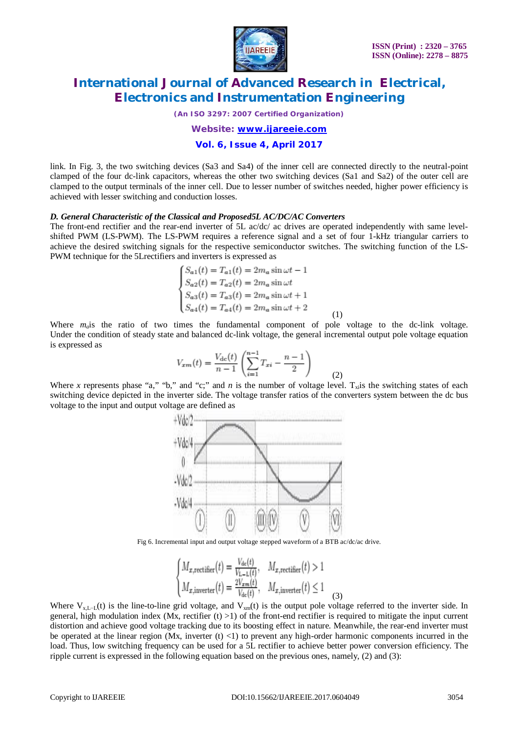link. In Fig. 3, the two switching devices (Sa3 and Sa4) of the inner cell are connected directly to the neutral-point clamped of the four dc-link capacitors, whereas the other two switching devices (Sa1 and Sa2) of the outer cell are clamped to the output terminals of the inner cell. Due to lesser number of switches needed, higher power efficiency is achieved with lesser switching and conduction losses.

### *D. General Characteristic of the Classical and Proposed5L AC/DC/AC Converters*

The front-end rectifier and the rear-end inverter of 5L ac/dc/ ac drives are operated independently with same level-shifted PWM (LS-PWM). The LS-PWM requires a reference signal and a set of four 1-kHz triangular carriers to achieve the desired switching signals for the respective semiconductor switches. The switching function of the LS-PWM technique for the 5Lrectifiers and inverters is expressed as

$$\begin{cases} S_{a1}(t) = T_{a1}(t) = 2m_a \sin\omega t - 1 \\ S_{a2}(t) = T_{a2}(t) = 2m_a \sin\omega t \\ S_{a3}(t) = T_{a3}(t) = 2m_a \sin\omega t + 1 \\ S_{a4}(t) = T_{a4}(t) = 2m_a \sin\omega t + 2 \end{cases} \tag{1}$$

Where $m_a$is the ratio of two times the fundamental component of pole voltage to the dc-link voltage. Under the condition of steady state and balanced dc-link voltage, the general incremental output pole voltage equation is expressed as

$$V_{xm}(t) = \frac{V_{dc}(t)}{n-1}\left(\sum_{i=1}^{n-1} T_{xi} - \frac{n-1}{2}\right) \tag{2}$$

Where *x* represents phase "a," "b," and "c;" and *n* is the number of voltage level. $T_{xi}$is the switching states of each switching device depicted in the inverter side. The voltage transfer ratios of the converters system between the dc bus voltage to the input and output voltage are defined as

Fig 6. Incremental input and output voltage stepped waveform of a BTB ac/dc/ac drive.

$$\begin{cases} M_{x,\text{rectifier}}(t) = \frac{V_{dc}(t)}{V_{L-L}(t)}, & M_{x,\text{rectifier}}(t) > 1 \\ M_{x,\text{inverter}}(t) = \frac{2V_{xm}(t)}{V_{dc}(t)}, & M_{x,\text{inverter}}(t) \le 1 \end{cases} \tag{3}$$

Where $V_{x,L-L}(t)$ is the line-to-line grid voltage, and $V_{xm}(t)$ is the output pole voltage referred to the inverter side. In general, high modulation index (Mx, rectifier (t) >1) of the front-end rectifier is required to mitigate the input current distortion and achieve good voltage tracking due to its boosting effect in nature. Meanwhile, the rear-end inverter must be operated at the linear region (Mx, inverter (t) <1) to prevent any high-order harmonic components incurred in the load. Thus, low switching frequency can be used for a 5L rectifier to achieve better power conversion efficiency. The ripple current is expressed in the following equation based on the previous ones, namely, (2) and (3):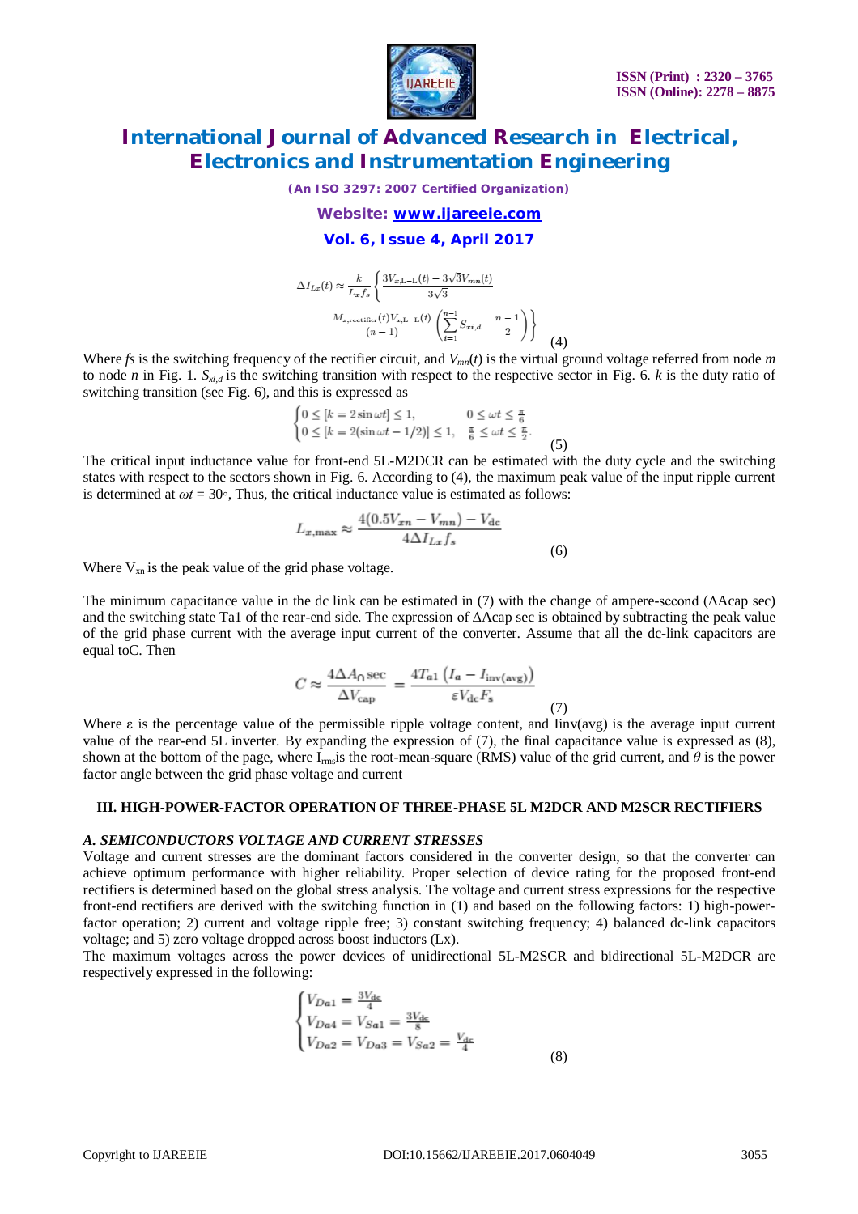$$\Delta I_{Lx}(t) \approx \frac{k}{L_x f_s}\left\{\frac{3V_{x,\mathrm{L-L}}(t) - 3\sqrt{3}V_{mn}(t)}{3\sqrt{3}} - \frac{M_{x,\mathrm{rectifier}}(t)V_{x,\mathrm{L-L}}(t)}{(n-1)}\left(\sum_{i=1}^{n-1} S_{xi,d} - \frac{n-1}{2}\right)\right\} \tag{4}$$

Where *fs* is the switching frequency of the rectifier circuit, and $V_{mn}(t)$ is the virtual ground voltage referred from node *m* to node *n* in Fig. 1. $S_{xi,d}$ is the switching transition with respect to the respective sector in Fig. 6. *k* is the duty ratio of switching transition (see Fig. 6), and this is expressed as

$$\begin{cases} 0 \le [k = 2\sin\omega t] \le 1, & 0 \le \omega t \le \frac{\pi}{6} \\ 0 \le [k = 2(\sin\omega t - 1/2)] \le 1, & \frac{\pi}{6} \le \omega t \le \frac{\pi}{2}. \end{cases} \tag{5}$$

The critical input inductance value for front-end 5L-M2DCR can be estimated with the duty cycle and the switching states with respect to the sectors shown in Fig. 6. According to (4), the maximum peak value of the input ripple current is determined at $\omega t = 30^{\circ}$, Thus, the critical inductance value is estimated as follows:

$$L_{x,\max} \approx \frac{4(0.5V_{xn} - V_{mn}) - V_{\mathrm{dc}}}{4\Delta I_{Lx} f_s} \tag{6}$$

Where $V_{xn}$ is the peak value of the grid phase voltage.

The minimum capacitance value in the dc link can be estimated in (7) with the change of ampere-second (ΔAcap sec) and the switching state Ta1 of the rear-end side. The expression of ΔAcap sec is obtained by subtracting the peak value of the grid phase current with the average input current of the converter. Assume that all the dc-link capacitors are equal toC. Then

$$C \approx \frac{4\Delta A_{\cap}\sec}{\Delta V_{\mathrm{cap}}} = \frac{4T_{a1}\left(I_a - I_{\mathrm{inv(avg)}}\right)}{\varepsilon V_{\mathrm{dc}} F_s} \tag{7}$$

Where ε is the percentage value of the permissible ripple voltage content, and Iinv(avg) is the average input current value of the rear-end 5L inverter. By expanding the expression of (7), the final capacitance value is expressed as (8), shown at the bottom of the page, where $I_{rms}$is the root-mean-square (RMS) value of the grid current, and $\theta$ is the power factor angle between the grid phase voltage and current

## III. HIGH-POWER-FACTOR OPERATION OF THREE-PHASE 5L M2DCR AND M2SCR RECTIFIERS

### *A. SEMICONDUCTORS VOLTAGE AND CURRENT STRESSES*

Voltage and current stresses are the dominant factors considered in the converter design, so that the converter can achieve optimum performance with higher reliability. Proper selection of device rating for the proposed front-end rectifiers is determined based on the global stress analysis. The voltage and current stress expressions for the respective front-end rectifiers are derived with the switching function in (1) and based on the following factors: 1) high-power-factor operation; 2) current and voltage ripple free; 3) constant switching frequency; 4) balanced dc-link capacitors voltage; and 5) zero voltage dropped across boost inductors (Lx).

The maximum voltages across the power devices of unidirectional 5L-M2SCR and bidirectional 5L-M2DCR are respectively expressed in the following:

$$\begin{cases} V_{Da1} = \frac{3V_{\mathrm{dc}}}{4} \\ V_{Da4} = V_{Sa1} = \frac{3V_{\mathrm{dc}}}{8} \\ V_{Da2} = V_{Da3} = V_{Sa2} = \frac{V_{\mathrm{dc}}}{4} \end{cases} \tag{8}$$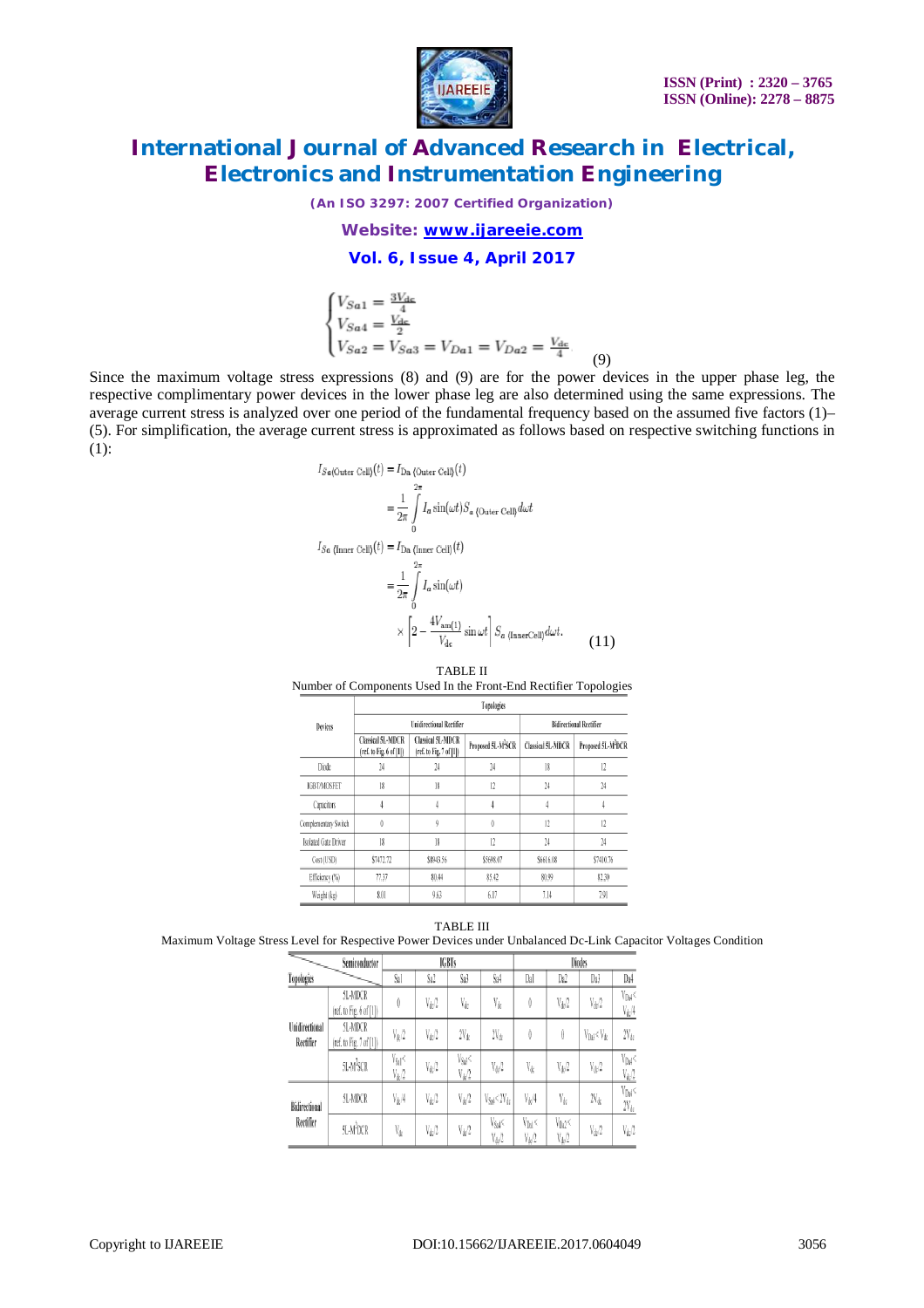$$
\begin{cases}
V_{Sa1} = \frac{3V_{dc}}{4} \\
V_{Sa4} = \frac{V_{dc}}{2} \\
V_{Sa2} = V_{Sa3} = V_{Da1} = V_{Da2} = \frac{V_{dc}}{4}
\end{cases} \tag{9}
$$

Since the maximum voltage stress expressions (8) and (9) are for the power devices in the upper phase leg, the respective complimentary power devices in the lower phase leg are also determined using the same expressions. The average current stress is analyzed over one period of the fundamental frequency based on the assumed five factors (1)–(5). For simplification, the average current stress is approximated as follows based on respective switching functions in (1):

$$
\begin{aligned}
I_{Sa(\text{Outer Cell})}(t) &= I_{Da\ (\text{Outer Cell})}(t) \\
&= \frac{1}{2\pi}\int_0^{2\pi} I_a \sin(\omega t) S_{a\ (\text{Outer Cell})} d\omega t \\
I_{Sa\ (\text{Inner Cell})}(t) &= I_{Da\ (\text{Inner Cell})}(t) \\
&= \frac{1}{2\pi}\int_0^{2\pi} I_a \sin(\omega t) \\
&\quad \times \left[2 - \frac{4V_{am(1)}}{V_{dc}} \sin\omega t\right] S_{a\ (\text{InnerCell})} d\omega t.
\end{aligned} \tag{11}
$$

TABLE II

Number of Components Used In the Front-End Rectifier Topologies

| Devices | Topologies | | | | |
|---|---|---|---|---|---|
| | Unidirectional Rectifier | | | Bidirectional Rectifier | |
| | Classical 5L-MDCR (ref. to Fig. 6 of [1]) | Classical 5L-MDCR (ref. to Fig. 7 of [1]) | Proposed 5L-M²SCR | Classical 5L-MDCR | Proposed 5L-M²DCR |
| Diode | 24 | 24 | 24 | 18 | 12 |
| IGBT/MOSFET | 18 | 18 | 12 | 24 | 24 |
| Capacitors | 4 | 4 | 4 | 4 | 4 |
| Complementary Switch | 0 | 9 | 0 | 12 | 12 |
| Isolated Gate Driver | 18 | 18 | 12 | 24 | 24 |
| Cost (USD) | $7472.72 | $8943.56 | $5698.07 | $6616.08 | $7410.76 |
| Efficiency (%) | 77.37 | 80.44 | 85.42 | 80.89 | 82.30 |
| Weight (kg) | 8.01 | 9.63 | 6.17 | 7.14 | 7.91 |

TABLE III

Maximum Voltage Stress Level for Respective Power Devices under Unbalanced Dc-Link Capacitor Voltages Condition

| Topologies | Semiconductor | IGBTs | | | | Diodes | | | |
|---|---|---|---|---|---|---|---|---|---|
| | | Sa1 | Sa2 | Sa3 | Sa4 | Da1 | Da2 | Da3 | Da4 |
| Unidirectional Rectifier | 5L-MDCR (ref. to Fig. 6 of [1]) | 0 | $V_{dc}/2$ | $V_{dc}$ | $V_{dc}$ | 0 | $V_{dc}/2$ | $V_{dc}/2$ | $V_{Da4}<V_{dc}/4$ |
| | 5L-MDCR (ref. to Fig. 7 of [1]) | $V_{dc}/2$ | $V_{dc}/2$ | $2V_{dc}$ | $2V_{dc}$ | 0 | 0 | $V_{Da3}<V_{dc}$ | $2V_{dc}$ |
| | 5L-M²SCR | $V_{Sa1}<V_{dc}/2$ | $V_{dc}/2$ | $V_{Sa3}<V_{dc}/2$ | $V_{dc}/2$ | $V_{dc}$ | $V_{dc}/2$ | $V_{dc}/2$ | $V_{Da4}<V_{dc}/2$ |
| Bidirectional Rectifier | 5L-MDCR | $V_{dc}/4$ | $V_{dc}/2$ | $V_{dc}/2$ | $V_{Sa4}<2V_{dc}$ | $V_{dc}/4$ | $V_{dc}$ | $2V_{dc}$ | $V_{Da4}<2V_{dc}$ |
| | 5L-M²DCR | $V_{dc}$ | $V_{dc}/2$ | $V_{dc}/2$ | $V_{Sa4}<V_{dc}/2$ | $V_{Da1}<V_{dc}/2$ | $V_{Da2}<V_{dc}/2$ | $V_{dc}/2$ | $V_{dc}/2$ |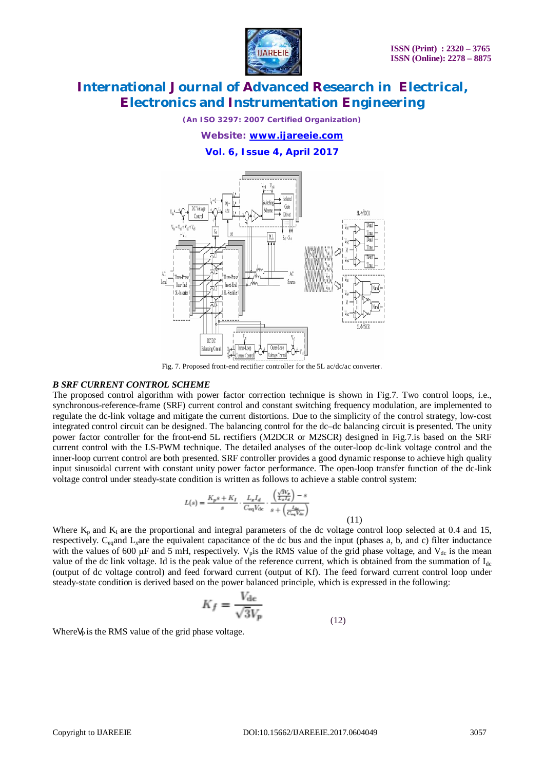Fig. 7. Proposed front-end rectifier controller for the 5L ac/dc/ac converter.

### *B SRF CURRENT CONTROL SCHEME*

The proposed control algorithm with power factor correction technique is shown in Fig.7. Two control loops, i.e., synchronous-reference-frame (SRF) current control and constant switching frequency modulation, are implemented to regulate the dc-link voltage and mitigate the current distortions. Due to the simplicity of the control strategy, low-cost integrated control circuit can be designed. The balancing control for the dc–dc balancing circuit is presented. The unity power factor controller for the front-end 5L rectifiers (M2DCR or M2SCR) designed in Fig.7.is based on the SRF current control with the LS-PWM technique. The detailed analyses of the outer-loop dc-link voltage control and the inner-loop current control are both presented. SRF controller provides a good dynamic response to achieve high quality input sinusoidal current with constant unity power factor performance. The open-loop transfer function of the dc-link voltage control under steady-state condition is written as follows to achieve a stable control system:

$$L(s) = \frac{K_p s + K_I}{s} \cdot \frac{L_x I_d}{C_{eq} V_{dc}} \cdot \frac{\left(\frac{\sqrt{3}V_p}{L_x I_d}\right) - s}{s + \left(\frac{I_{dc}}{C_{eq} V_{dc}}\right)} \tag{11}$$

Where $K_p$ and $K_I$ are the proportional and integral parameters of the dc voltage control loop selected at 0.4 and 15, respectively. $C_{eq}$and $L_x$are the equivalent capacitance of the dc bus and the input (phases a, b, and c) filter inductance with the values of 600 μF and 5 mH, respectively. $V_p$is the RMS value of the grid phase voltage, and $V_{dc}$ is the mean value of the dc link voltage. Id is the peak value of the reference current, which is obtained from the summation of $I_{dc}$ (output of dc voltage control) and feed forward current (output of Kf). The feed forward current control loop under steady-state condition is derived based on the power balanced principle, which is expressed in the following:

$$K_f = \frac{V_{dc}}{\sqrt{3}V_p} \tag{12}$$

Where$V_p$ is the RMS value of the grid phase voltage.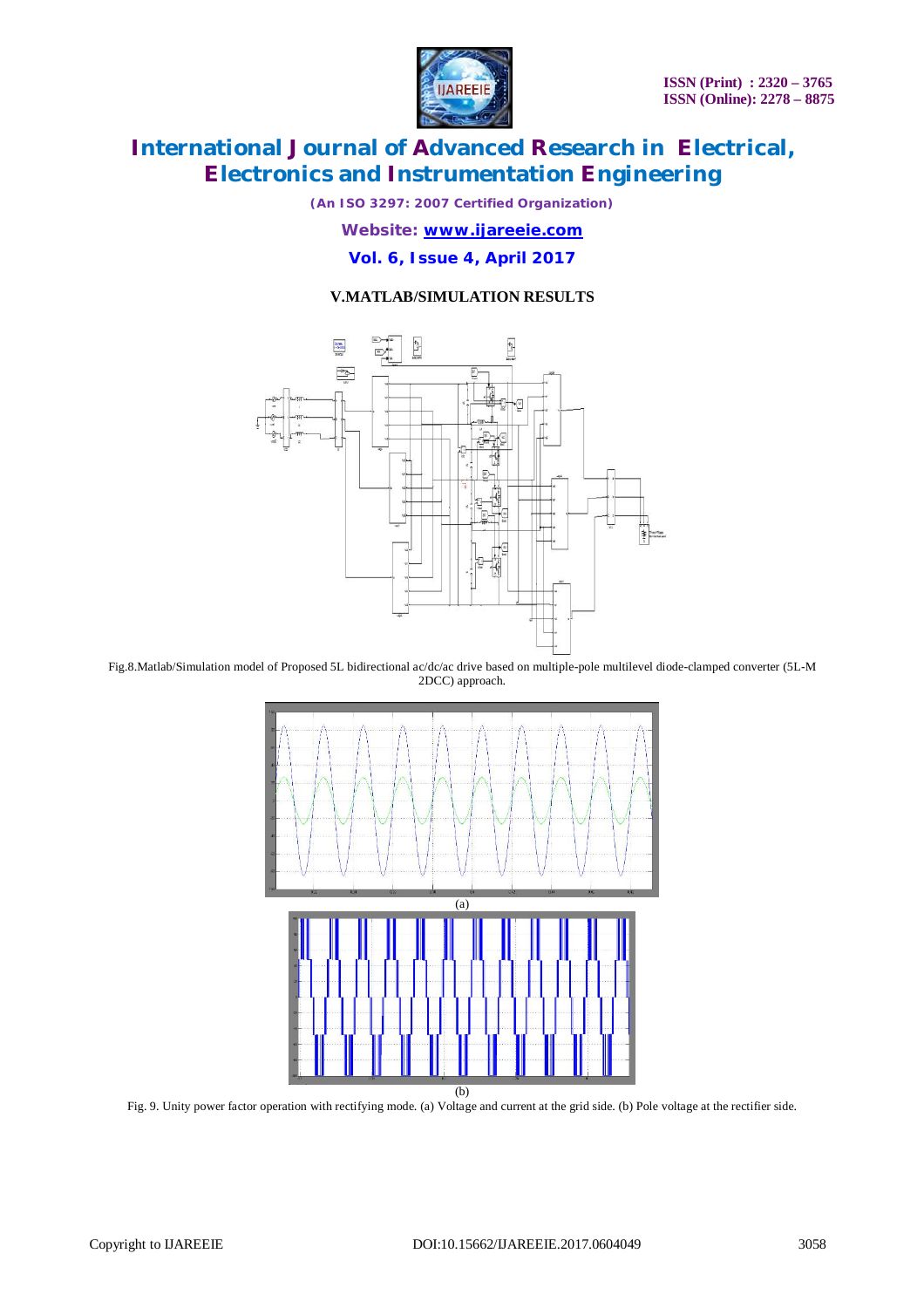## V.MATLAB/SIMULATION RESULTS

Fig.8.Matlab/Simulation model of Proposed 5L bidirectional ac/dc/ac drive based on multiple-pole multilevel diode-clamped converter (5L-M 2DCC) approach.

(a)

(b)

Fig. 9. Unity power factor operation with rectifying mode. (a) Voltage and current at the grid side. (b) Pole voltage at the rectifier side.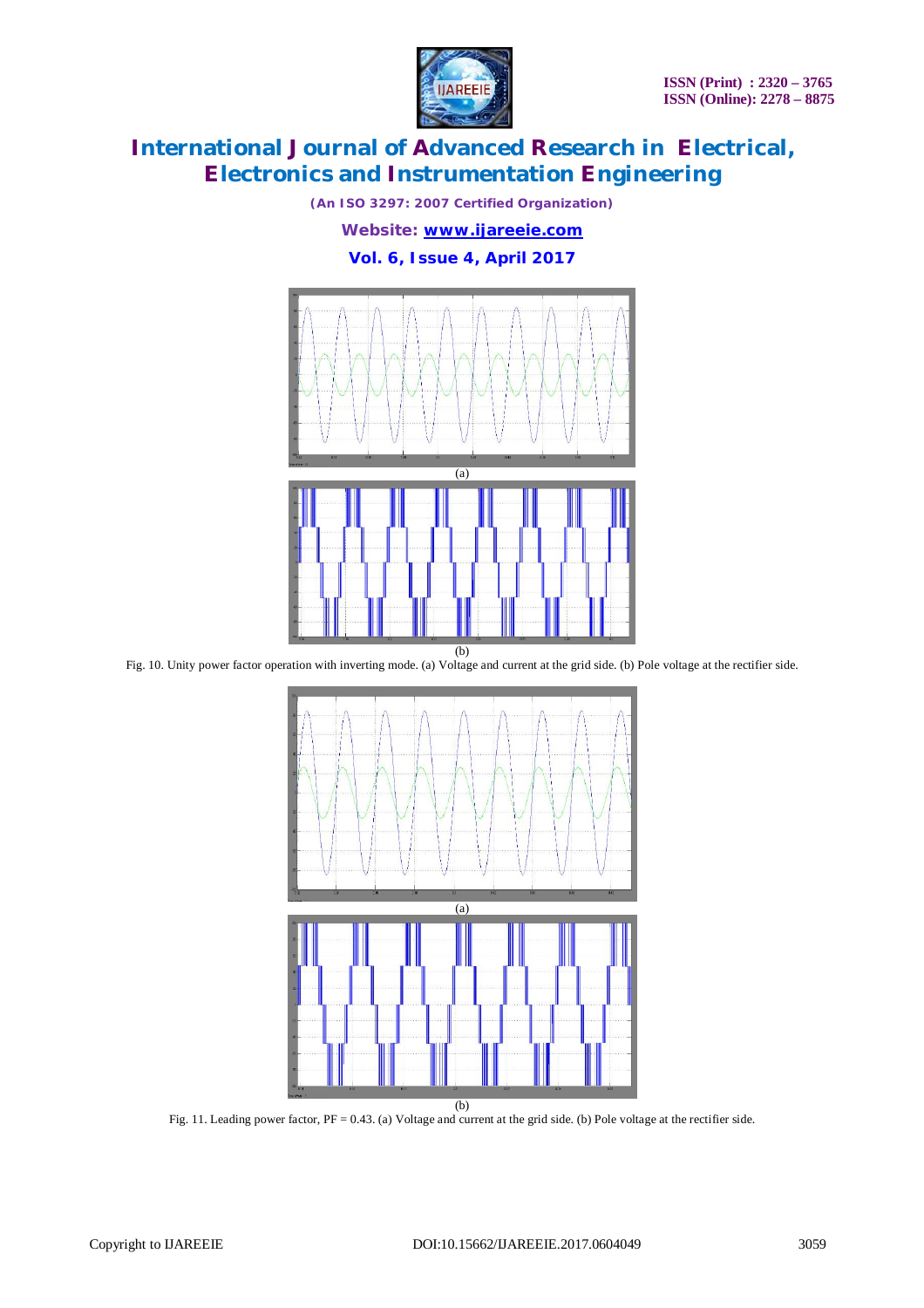(a)

(b)

Fig. 10. Unity power factor operation with inverting mode. (a) Voltage and current at the grid side. (b) Pole voltage at the rectifier side.

(a)

(b)

Fig. 11. Leading power factor, PF = 0.43. (a) Voltage and current at the grid side. (b) Pole voltage at the rectifier side.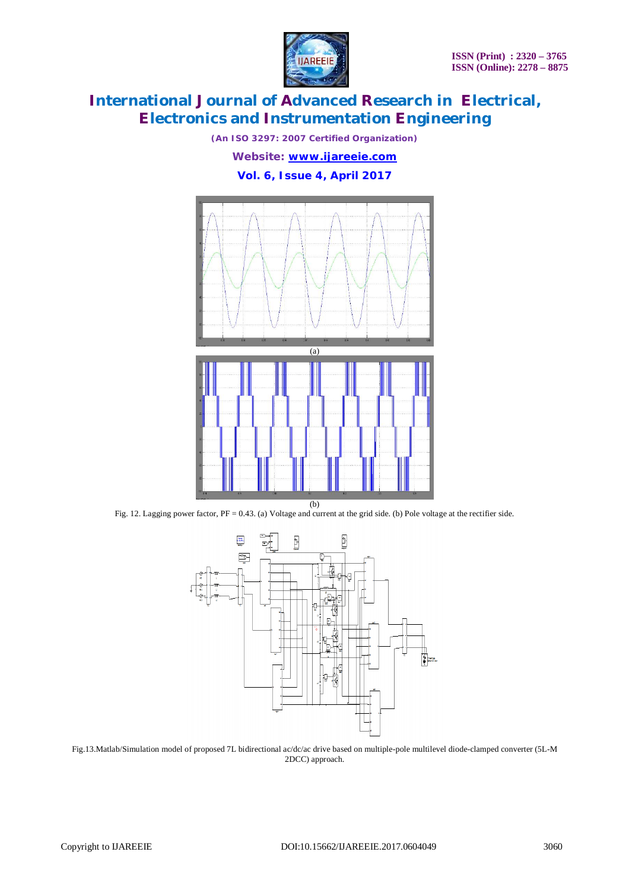(a)

(b)

Fig. 12. Lagging power factor, PF = 0.43. (a) Voltage and current at the grid side. (b) Pole voltage at the rectifier side.

Fig.13.Matlab/Simulation model of proposed 7L bidirectional ac/dc/ac drive based on multiple-pole multilevel diode-clamped converter (5L-M 2DCC) approach.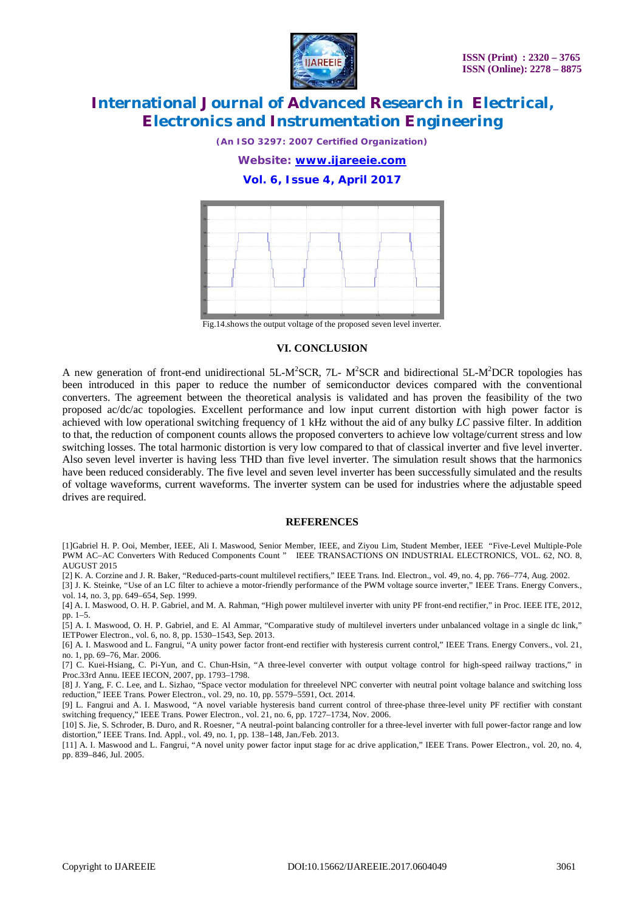Fig.14.shows the output voltage of the proposed seven level inverter.

## VI. CONCLUSION

A new generation of front-end unidirectional 5L-M$^2$SCR, 7L- M$^2$SCR and bidirectional 5L-M$^2$DCR topologies has been introduced in this paper to reduce the number of semiconductor devices compared with the conventional converters. The agreement between the theoretical analysis is validated and has proven the feasibility of the two proposed ac/dc/ac topologies. Excellent performance and low input current distortion with high power factor is achieved with low operational switching frequency of 1 kHz without the aid of any bulky *LC* passive filter. In addition to that, the reduction of component counts allows the proposed converters to achieve low voltage/current stress and low switching losses. The total harmonic distortion is very low compared to that of classical inverter and five level inverter. Also seven level inverter is having less THD than five level inverter. The simulation result shows that the harmonics have been reduced considerably. The five level and seven level inverter has been successfully simulated and the results of voltage waveforms, current waveforms. The inverter system can be used for industries where the adjustable speed drives are required.

## REFERENCES

[1]Gabriel H. P. Ooi, Member, IEEE, Ali I. Maswood, Senior Member, IEEE, and Ziyou Lim, Student Member, IEEE "Five-Level Multiple-Pole PWM AC–AC Converters With Reduced Components Count " IEEE TRANSACTIONS ON INDUSTRIAL ELECTRONICS, VOL. 62, NO. 8, AUGUST 2015

[2] K. A. Corzine and J. R. Baker, "Reduced-parts-count multilevel rectifiers," IEEE Trans. Ind. Electron., vol. 49, no. 4, pp. 766–774, Aug. 2002.

[3] J. K. Steinke, "Use of an LC filter to achieve a motor-friendly performance of the PWM voltage source inverter," IEEE Trans. Energy Convers., vol. 14, no. 3, pp. 649–654, Sep. 1999.

[4] A. I. Maswood, O. H. P. Gabriel, and M. A. Rahman, "High power multilevel inverter with unity PF front-end rectifier," in Proc. IEEE ITE, 2012, pp. 1–5.

[5] A. I. Maswood, O. H. P. Gabriel, and E. Al Ammar, "Comparative study of multilevel inverters under unbalanced voltage in a single dc link," IETPower Electron., vol. 6, no. 8, pp. 1530–1543, Sep. 2013.

[6] A. I. Maswood and L. Fangrui, "A unity power factor front-end rectifier with hysteresis current control," IEEE Trans. Energy Convers., vol. 21, no. 1, pp. 69–76, Mar. 2006.

[7] C. Kuei-Hsiang, C. Pi-Yun, and C. Chun-Hsin, "A three-level converter with output voltage control for high-speed railway tractions," in Proc.33rd Annu. IEEE IECON, 2007, pp. 1793–1798.

[8] J. Yang, F. C. Lee, and L. Sizhao, "Space vector modulation for threelevel NPC converter with neutral point voltage balance and switching loss reduction," IEEE Trans. Power Electron., vol. 29, no. 10, pp. 5579–5591, Oct. 2014.

[9] L. Fangrui and A. I. Maswood, "A novel variable hysteresis band current control of three-phase three-level unity PF rectifier with constant switching frequency," IEEE Trans. Power Electron., vol. 21, no. 6, pp. 1727–1734, Nov. 2006.

[10] S. Jie, S. Schroder, B. Duro, and R. Roesner, "A neutral-point balancing controller for a three-level inverter with full power-factor range and low distortion," IEEE Trans. Ind. Appl., vol. 49, no. 1, pp. 138–148, Jan./Feb. 2013.

[11] A. I. Maswood and L. Fangrui, "A novel unity power factor input stage for ac drive application," IEEE Trans. Power Electron., vol. 20, no. 4, pp. 839–846, Jul. 2005.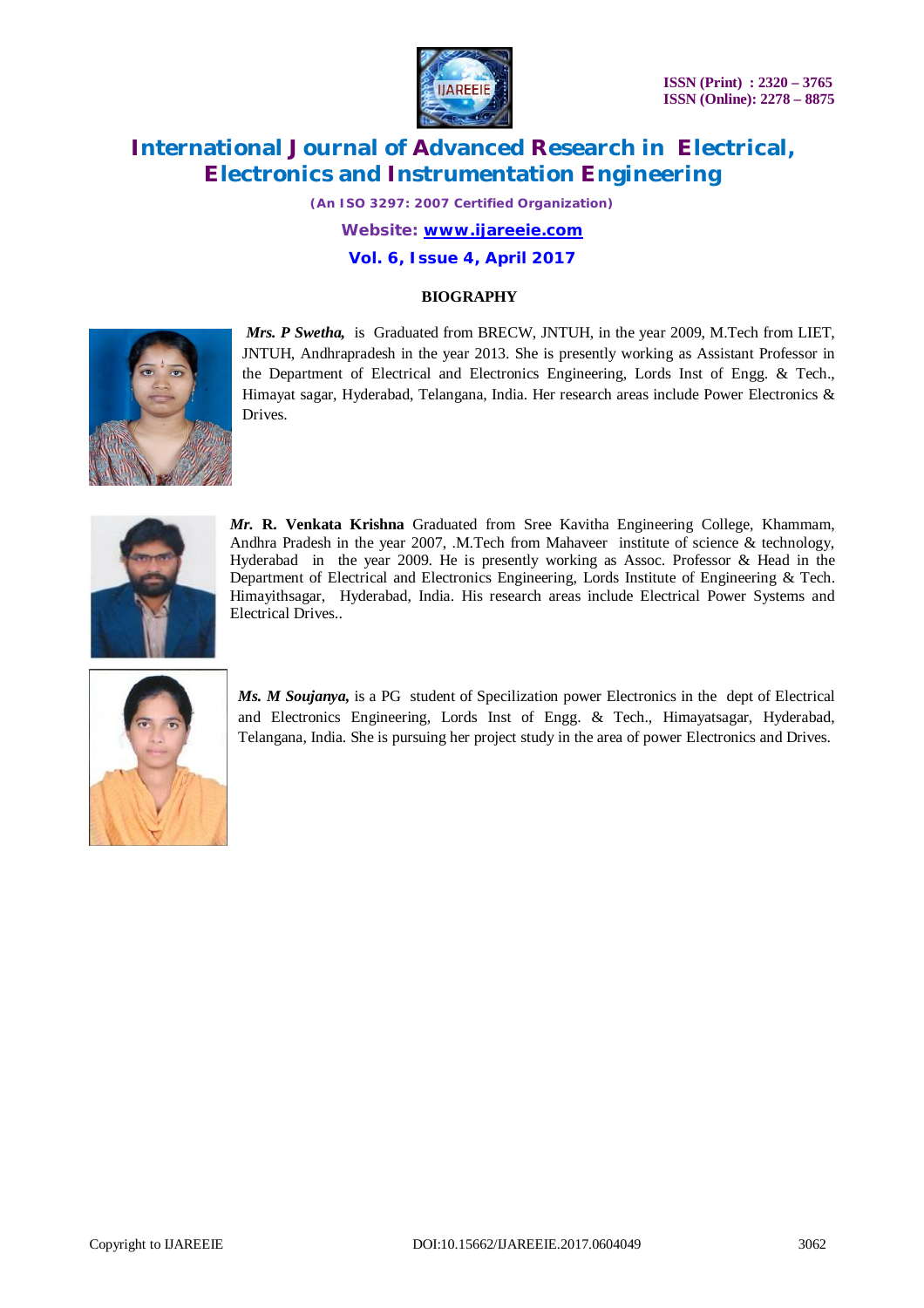**BIOGRAPHY**

***Mrs. P Swetha,*** is Graduated from BRECW, JNTUH, in the year 2009, M.Tech from LIET, JNTUH, Andhrapradesh in the year 2013. She is presently working as Assistant Professor in the Department of Electrical and Electronics Engineering, Lords Inst of Engg. & Tech., Himayat sagar, Hyderabad, Telangana, India. Her research areas include Power Electronics & Drives.

***Mr.* R. Venkata Krishna** Graduated from Sree Kavitha Engineering College, Khammam, Andhra Pradesh in the year 2007, .M.Tech from Mahaveer institute of science & technology, Hyderabad in the year 2009. He is presently working as Assoc. Professor & Head in the Department of Electrical and Electronics Engineering, Lords Institute of Engineering & Tech. Himayithsagar, Hyderabad, India. His research areas include Electrical Power Systems and Electrical Drives..

***Ms. M Soujanya,*** is a PG student of Specilization power Electronics in the dept of Electrical and Electronics Engineering, Lords Inst of Engg. & Tech., Himayatsagar, Hyderabad, Telangana, India. She is pursuing her project study in the area of power Electronics and Drives.